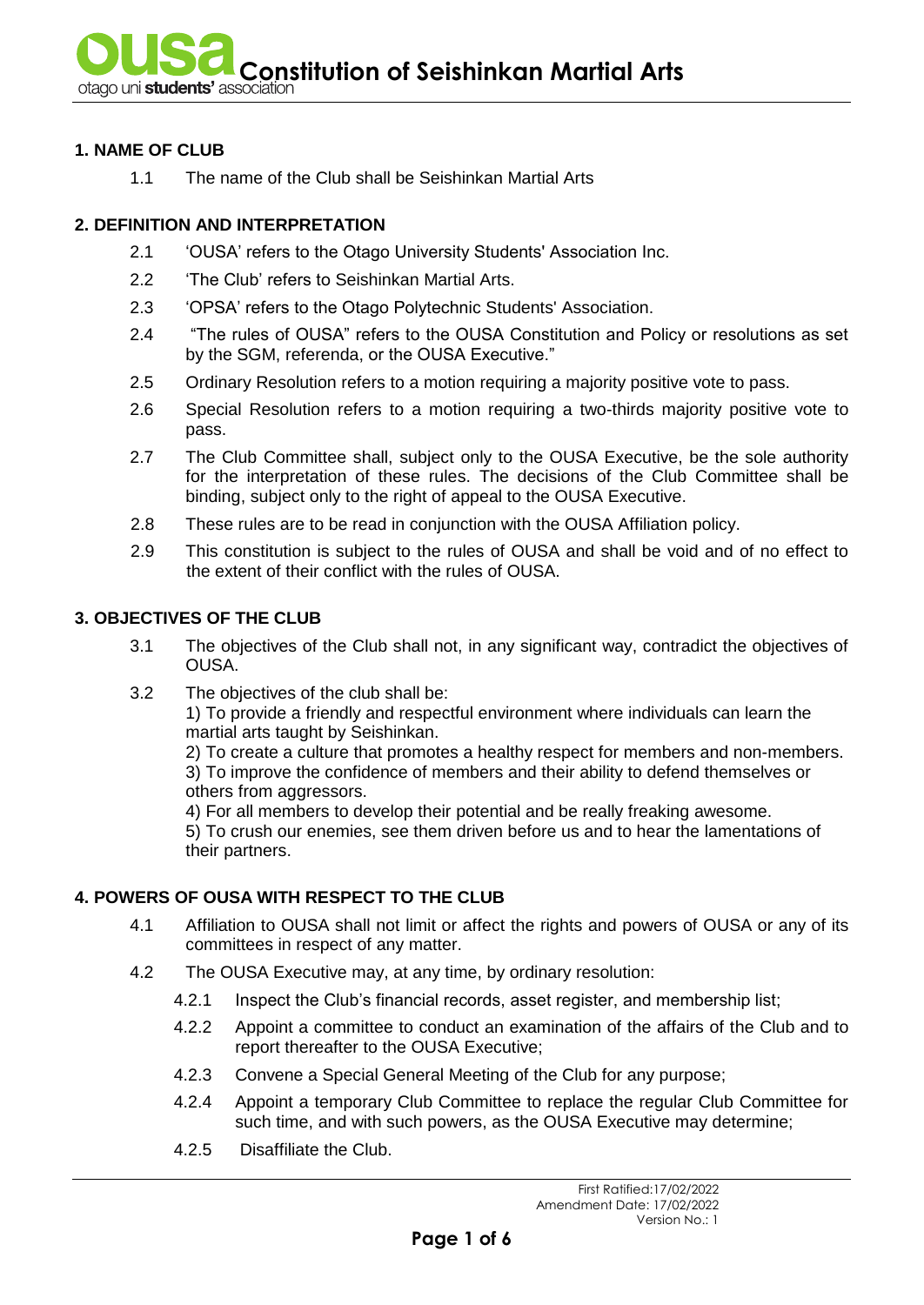# Constitution of Seishinkan Martial Arts

## 1. NAME OF CLUB

1.1 The name of the Club shall be Seishinkan Martial Arts

## 2. DEFINITION AND INTERPRETATION

2.1 'OUSA' refers to the Otago University Students' Association Inc.

2.2 'The Club' refers to Seishinkan Martial Arts.

2.3 'OPSA' refers to the Otago Polytechnic Students' Association.

2.4 "The rules of OUSA" refers to the OUSA Constitution and Policy or resolutions as set by the SGM, referenda, or the OUSA Executive."

2.5 Ordinary Resolution refers to a motion requiring a majority positive vote to pass.

2.6 Special Resolution refers to a motion requiring a two-thirds majority positive vote to pass.

2.7 The Club Committee shall, subject only to the OUSA Executive, be the sole authority for the interpretation of these rules. The decisions of the Club Committee shall be binding, subject only to the right of appeal to the OUSA Executive.

2.8 These rules are to be read in conjunction with the OUSA Affiliation policy.

2.9 This constitution is subject to the rules of OUSA and shall be void and of no effect to the extent of their conflict with the rules of OUSA.

## 3. OBJECTIVES OF THE CLUB

3.1 The objectives of the Club shall not, in any significant way, contradict the objectives of OUSA.

3.2 The objectives of the club shall be:
1) To provide a friendly and respectful environment where individuals can learn the martial arts taught by Seishinkan.
2) To create a culture that promotes a healthy respect for members and non-members.
3) To improve the confidence of members and their ability to defend themselves or others from aggressors.
4) For all members to develop their potential and be really freaking awesome.
5) To crush our enemies, see them driven before us and to hear the lamentations of their partners.

## 4. POWERS OF OUSA WITH RESPECT TO THE CLUB

4.1 Affiliation to OUSA shall not limit or affect the rights and powers of OUSA or any of its committees in respect of any matter.

4.2 The OUSA Executive may, at any time, by ordinary resolution:

4.2.1 Inspect the Club's financial records, asset register, and membership list;

4.2.2 Appoint a committee to conduct an examination of the affairs of the Club and to report thereafter to the OUSA Executive;

4.2.3 Convene a Special General Meeting of the Club for any purpose;

4.2.4 Appoint a temporary Club Committee to replace the regular Club Committee for such time, and with such powers, as the OUSA Executive may determine;

4.2.5 Disaffiliate the Club.

First Ratified:17/02/2022
Amendment Date: 17/02/2022
Version No.: 1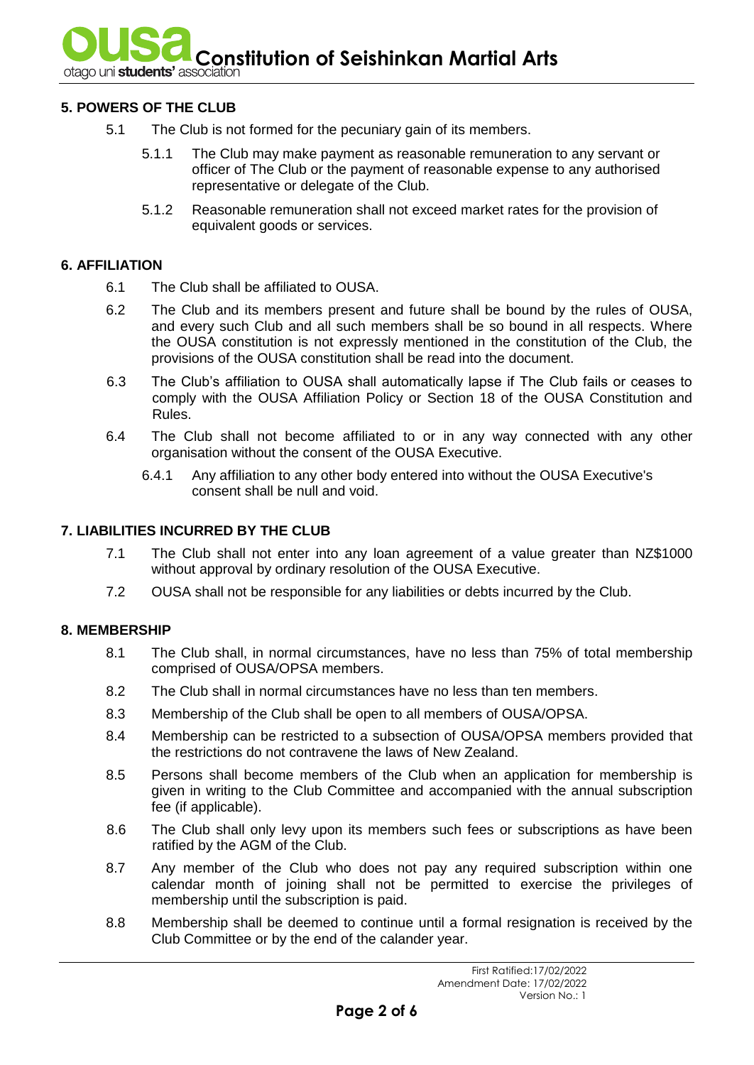## 5. POWERS OF THE CLUB

5.1 The Club is not formed for the pecuniary gain of its members.

5.1.1 The Club may make payment as reasonable remuneration to any servant or officer of The Club or the payment of reasonable expense to any authorised representative or delegate of the Club.

5.1.2 Reasonable remuneration shall not exceed market rates for the provision of equivalent goods or services.

## 6. AFFILIATION

6.1 The Club shall be affiliated to OUSA.

6.2 The Club and its members present and future shall be bound by the rules of OUSA, and every such Club and all such members shall be so bound in all respects. Where the OUSA constitution is not expressly mentioned in the constitution of the Club, the provisions of the OUSA constitution shall be read into the document.

6.3 The Club's affiliation to OUSA shall automatically lapse if The Club fails or ceases to comply with the OUSA Affiliation Policy or Section 18 of the OUSA Constitution and Rules.

6.4 The Club shall not become affiliated to or in any way connected with any other organisation without the consent of the OUSA Executive.

6.4.1 Any affiliation to any other body entered into without the OUSA Executive's consent shall be null and void.

## 7. LIABILITIES INCURRED BY THE CLUB

7.1 The Club shall not enter into any loan agreement of a value greater than NZ$1000 without approval by ordinary resolution of the OUSA Executive.

7.2 OUSA shall not be responsible for any liabilities or debts incurred by the Club.

## 8. MEMBERSHIP

8.1 The Club shall, in normal circumstances, have no less than 75% of total membership comprised of OUSA/OPSA members.

8.2 The Club shall in normal circumstances have no less than ten members.

8.3 Membership of the Club shall be open to all members of OUSA/OPSA.

8.4 Membership can be restricted to a subsection of OUSA/OPSA members provided that the restrictions do not contravene the laws of New Zealand.

8.5 Persons shall become members of the Club when an application for membership is given in writing to the Club Committee and accompanied with the annual subscription fee (if applicable).

8.6 The Club shall only levy upon its members such fees or subscriptions as have been ratified by the AGM of the Club.

8.7 Any member of the Club who does not pay any required subscription within one calendar month of joining shall not be permitted to exercise the privileges of membership until the subscription is paid.

8.8 Membership shall be deemed to continue until a formal resignation is received by the Club Committee or by the end of the calander year.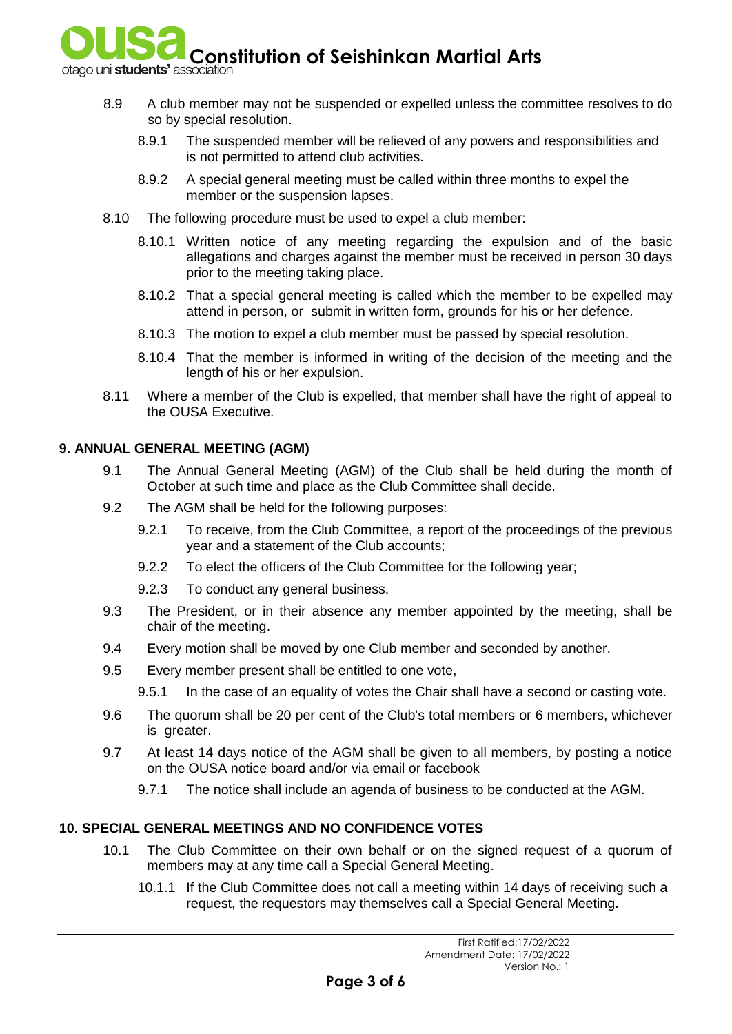8.9 A club member may not be suspended or expelled unless the committee resolves to do so by special resolution.

   8.9.1 The suspended member will be relieved of any powers and responsibilities and is not permitted to attend club activities.

   8.9.2 A special general meeting must be called within three months to expel the member or the suspension lapses.

8.10 The following procedure must be used to expel a club member:

   8.10.1 Written notice of any meeting regarding the expulsion and of the basic allegations and charges against the member must be received in person 30 days prior to the meeting taking place.

   8.10.2 That a special general meeting is called which the member to be expelled may attend in person, or submit in written form, grounds for his or her defence.

   8.10.3 The motion to expel a club member must be passed by special resolution.

   8.10.4 That the member is informed in writing of the decision of the meeting and the length of his or her expulsion.

8.11 Where a member of the Club is expelled, that member shall have the right of appeal to the OUSA Executive.

## 9. ANNUAL GENERAL MEETING (AGM)

9.1 The Annual General Meeting (AGM) of the Club shall be held during the month of October at such time and place as the Club Committee shall decide.

9.2 The AGM shall be held for the following purposes:

   9.2.1 To receive, from the Club Committee, a report of the proceedings of the previous year and a statement of the Club accounts;

   9.2.2 To elect the officers of the Club Committee for the following year;

   9.2.3 To conduct any general business.

9.3 The President, or in their absence any member appointed by the meeting, shall be chair of the meeting.

9.4 Every motion shall be moved by one Club member and seconded by another.

9.5 Every member present shall be entitled to one vote,

   9.5.1 In the case of an equality of votes the Chair shall have a second or casting vote.

9.6 The quorum shall be 20 per cent of the Club's total members or 6 members, whichever is greater.

9.7 At least 14 days notice of the AGM shall be given to all members, by posting a notice on the OUSA notice board and/or via email or facebook

   9.7.1 The notice shall include an agenda of business to be conducted at the AGM.

## 10. SPECIAL GENERAL MEETINGS AND NO CONFIDENCE VOTES

10.1 The Club Committee on their own behalf or on the signed request of a quorum of members may at any time call a Special General Meeting.

   10.1.1 If the Club Committee does not call a meeting within 14 days of receiving such a request, the requestors may themselves call a Special General Meeting.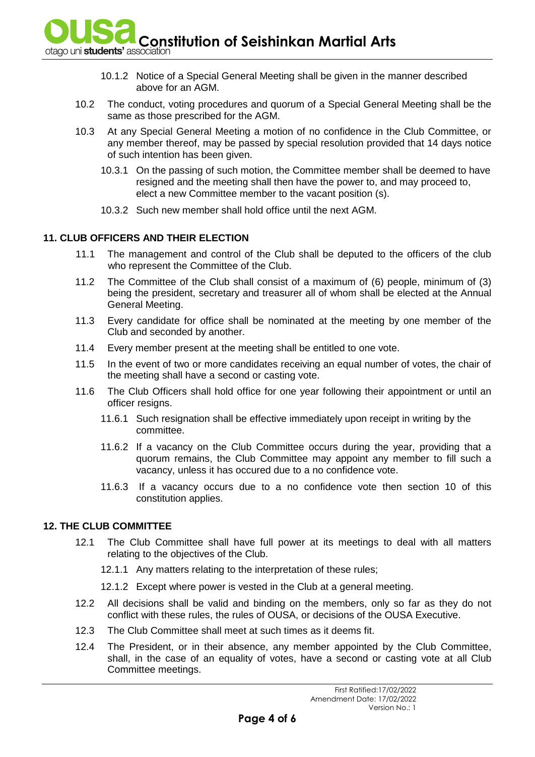10.1.2 Notice of a Special General Meeting shall be given in the manner described above for an AGM.

10.2 The conduct, voting procedures and quorum of a Special General Meeting shall be the same as those prescribed for the AGM.

10.3 At any Special General Meeting a motion of no confidence in the Club Committee, or any member thereof, may be passed by special resolution provided that 14 days notice of such intention has been given.

10.3.1 On the passing of such motion, the Committee member shall be deemed to have resigned and the meeting shall then have the power to, and may proceed to, elect a new Committee member to the vacant position (s).

10.3.2 Such new member shall hold office until the next AGM.

## 11. CLUB OFFICERS AND THEIR ELECTION

11.1 The management and control of the Club shall be deputed to the officers of the club who represent the Committee of the Club.

11.2 The Committee of the Club shall consist of a maximum of (6) people, minimum of (3) being the president, secretary and treasurer all of whom shall be elected at the Annual General Meeting.

11.3 Every candidate for office shall be nominated at the meeting by one member of the Club and seconded by another.

11.4 Every member present at the meeting shall be entitled to one vote.

11.5 In the event of two or more candidates receiving an equal number of votes, the chair of the meeting shall have a second or casting vote.

11.6 The Club Officers shall hold office for one year following their appointment or until an officer resigns.

11.6.1 Such resignation shall be effective immediately upon receipt in writing by the committee.

11.6.2 If a vacancy on the Club Committee occurs during the year, providing that a quorum remains, the Club Committee may appoint any member to fill such a vacancy, unless it has occured due to a no confidence vote.

11.6.3 If a vacancy occurs due to a no confidence vote then section 10 of this constitution applies.

## 12. THE CLUB COMMITTEE

12.1 The Club Committee shall have full power at its meetings to deal with all matters relating to the objectives of the Club.

12.1.1 Any matters relating to the interpretation of these rules;

12.1.2 Except where power is vested in the Club at a general meeting.

12.2 All decisions shall be valid and binding on the members, only so far as they do not conflict with these rules, the rules of OUSA, or decisions of the OUSA Executive.

12.3 The Club Committee shall meet at such times as it deems fit.

12.4 The President, or in their absence, any member appointed by the Club Committee, shall, in the case of an equality of votes, have a second or casting vote at all Club Committee meetings.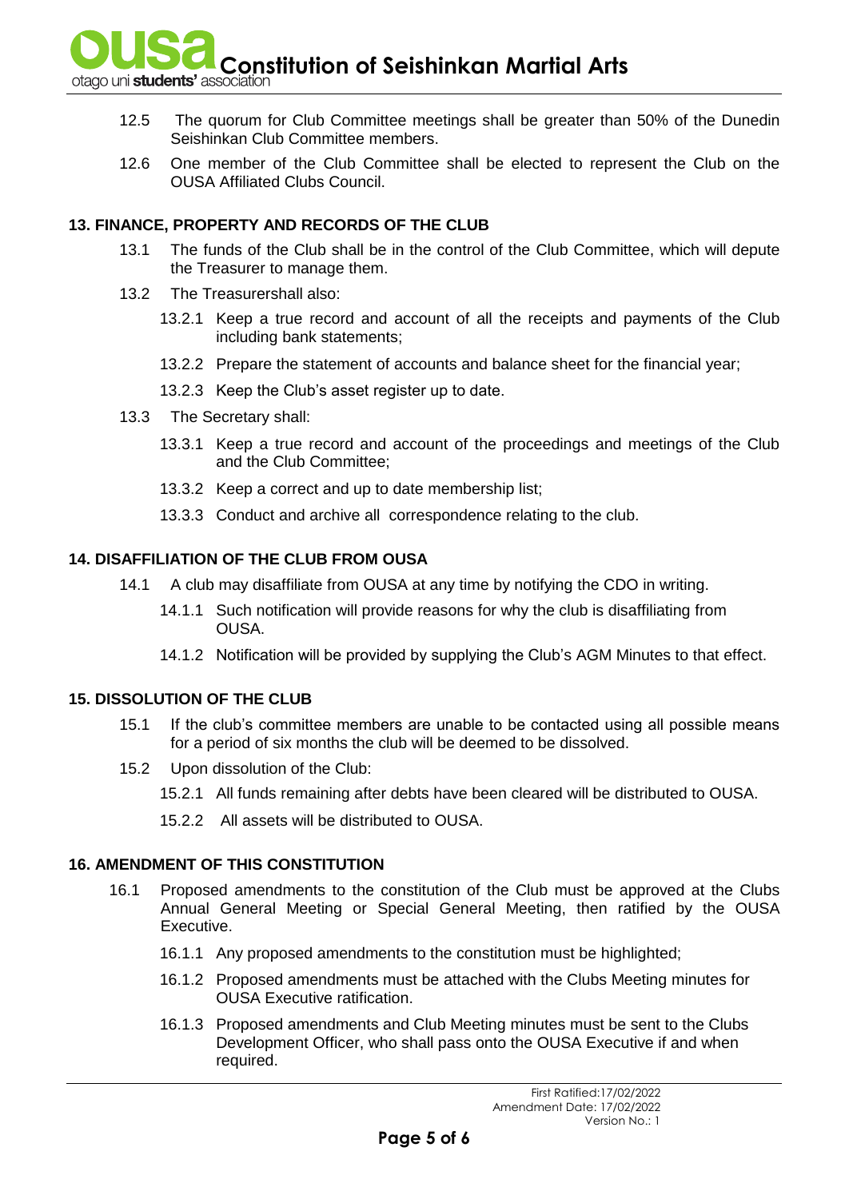12.5 The quorum for Club Committee meetings shall be greater than 50% of the Dunedin Seishinkan Club Committee members.

12.6 One member of the Club Committee shall be elected to represent the Club on the OUSA Affiliated Clubs Council.

## 13. FINANCE, PROPERTY AND RECORDS OF THE CLUB

13.1 The funds of the Club shall be in the control of the Club Committee, which will depute the Treasurer to manage them.

13.2 The Treasurershall also:

13.2.1 Keep a true record and account of all the receipts and payments of the Club including bank statements;

13.2.2 Prepare the statement of accounts and balance sheet for the financial year;

13.2.3 Keep the Club's asset register up to date.

13.3 The Secretary shall:

13.3.1 Keep a true record and account of the proceedings and meetings of the Club and the Club Committee;

13.3.2 Keep a correct and up to date membership list;

13.3.3 Conduct and archive all correspondence relating to the club.

## 14. DISAFFILIATION OF THE CLUB FROM OUSA

14.1 A club may disaffiliate from OUSA at any time by notifying the CDO in writing.

14.1.1 Such notification will provide reasons for why the club is disaffiliating from OUSA.

14.1.2 Notification will be provided by supplying the Club's AGM Minutes to that effect.

## 15. DISSOLUTION OF THE CLUB

15.1 If the club's committee members are unable to be contacted using all possible means for a period of six months the club will be deemed to be dissolved.

15.2 Upon dissolution of the Club:

15.2.1 All funds remaining after debts have been cleared will be distributed to OUSA.

15.2.2 All assets will be distributed to OUSA.

## 16. AMENDMENT OF THIS CONSTITUTION

16.1 Proposed amendments to the constitution of the Club must be approved at the Clubs Annual General Meeting or Special General Meeting, then ratified by the OUSA Executive.

16.1.1 Any proposed amendments to the constitution must be highlighted;

16.1.2 Proposed amendments must be attached with the Clubs Meeting minutes for OUSA Executive ratification.

16.1.3 Proposed amendments and Club Meeting minutes must be sent to the Clubs Development Officer, who shall pass onto the OUSA Executive if and when required.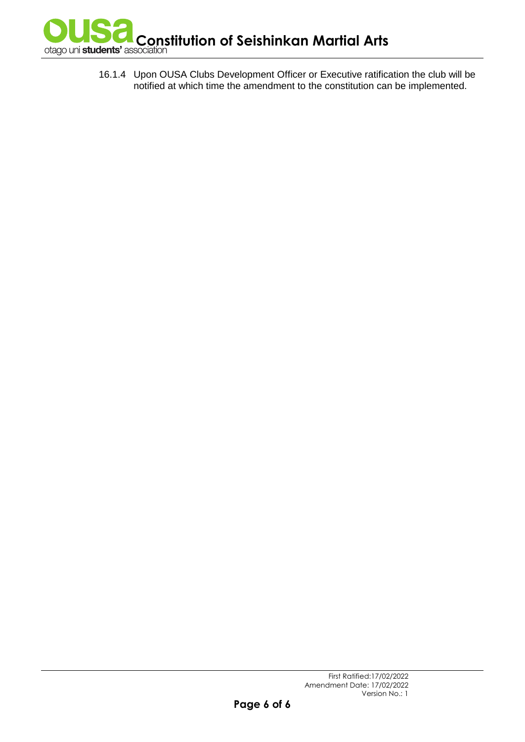16.1.4 Upon OUSA Clubs Development Officer or Executive ratification the club will be notified at which time the amendment to the constitution can be implemented.